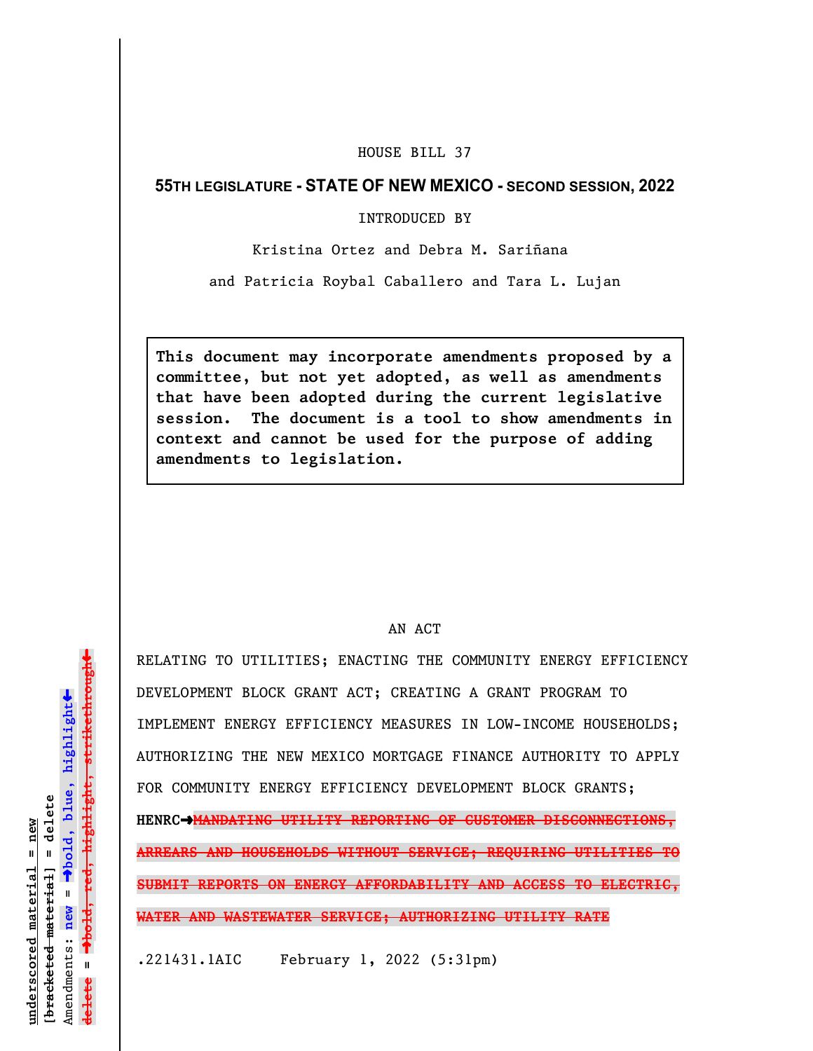HOUSE BILL 37

**55TH LEGISLATURE - STATE OF NEW MEXICO - SECOND SESSION, 2022**

INTRODUCED BY

Kristina Ortez and Debra M. Sariñana

and Patricia Roybal Caballero and Tara L. Lujan

> **This document may incorporate amendments proposed by a committee, but not yet adopted, as well as amendments that have been adopted during the current legislative session. The document is a tool to show amendments in context and cannot be used for the purpose of adding amendments to legislation.**

AN ACT

RELATING TO UTILITIES; ENACTING THE COMMUNITY ENERGY EFFICIENCY DEVELOPMENT BLOCK GRANT ACT; CREATING A GRANT PROGRAM TO IMPLEMENT ENERGY EFFICIENCY MEASURES IN LOW-INCOME HOUSEHOLDS; AUTHORIZING THE NEW MEXICO MORTGAGE FINANCE AUTHORITY TO APPLY FOR COMMUNITY ENERGY EFFICIENCY DEVELOPMENT BLOCK GRANTS; **HENRC➡~~MANDATING UTILITY REPORTING OF CUSTOMER DISCONNECTIONS, ARREARS AND HOUSEHOLDS WITHOUT SERVICE; REQUIRING UTILITIES TO SUBMIT REPORTS ON ENERGY AFFORDABILITY AND ACCESS TO ELECTRIC, WATER AND WASTEWATER SERVICE; AUTHORIZING UTILITY RATE~~**

.221431.1AIC February 1, 2022 (5:31pm)

underscored material = new
[bracketed material] = delete
Amendments: new = ➡bold, blue, highlight⬅
delete = ➡bold, red, highlight, strikethrough⬅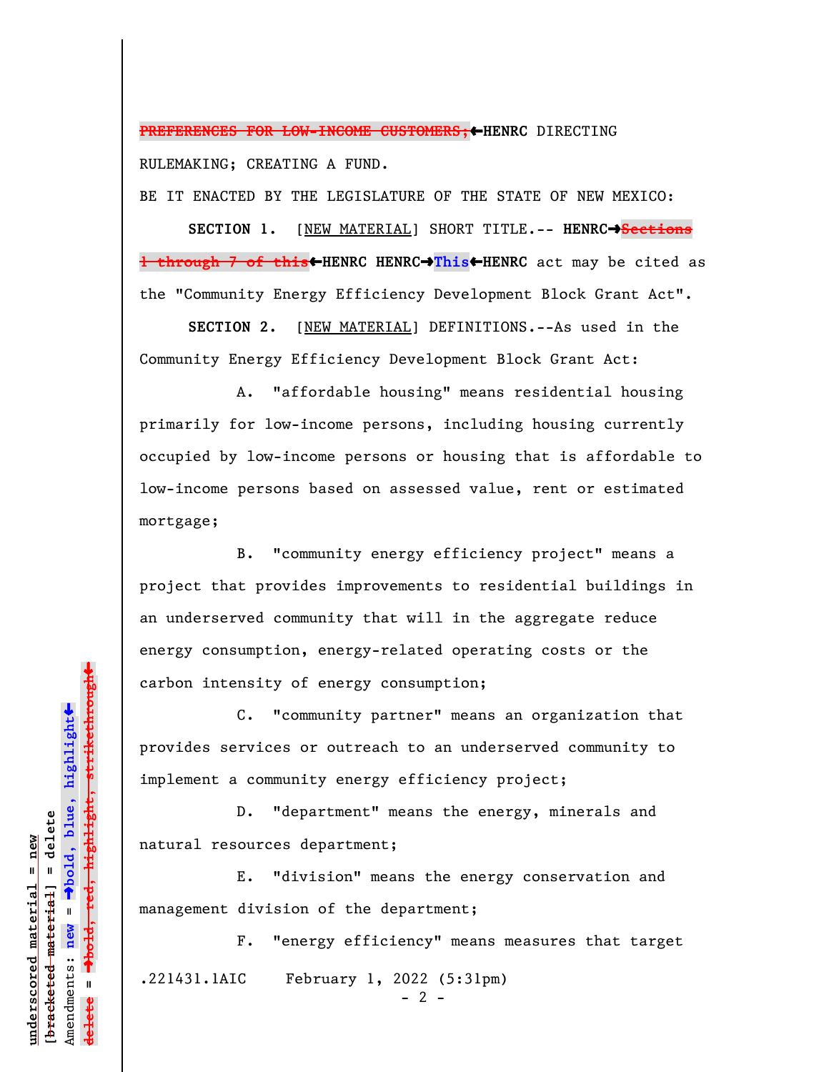~~PREFERENCES FOR LOW-INCOME CUSTOMERS;~~←**HENRC** DIRECTING RULEMAKING; CREATING A FUND.

BE IT ENACTED BY THE LEGISLATURE OF THE STATE OF NEW MEXICO:

**SECTION 1.** [NEW MATERIAL] SHORT TITLE.-- **HENRC→**~~Sections 1 through 7 of this~~**←HENRC HENRC→This←HENRC** act may be cited as the "Community Energy Efficiency Development Block Grant Act".

**SECTION 2.** [NEW MATERIAL] DEFINITIONS.--As used in the Community Energy Efficiency Development Block Grant Act:

A. "affordable housing" means residential housing primarily for low-income persons, including housing currently occupied by low-income persons or housing that is affordable to low-income persons based on assessed value, rent or estimated mortgage;

B. "community energy efficiency project" means a project that provides improvements to residential buildings in an underserved community that will in the aggregate reduce energy consumption, energy-related operating costs or the carbon intensity of energy consumption;

C. "community partner" means an organization that provides services or outreach to an underserved community to implement a community energy efficiency project;

D. "department" means the energy, minerals and natural resources department;

E. "division" means the energy conservation and management division of the department;

F. "energy efficiency" means measures that target

.221431.1AIC February 1, 2022 (5:31pm)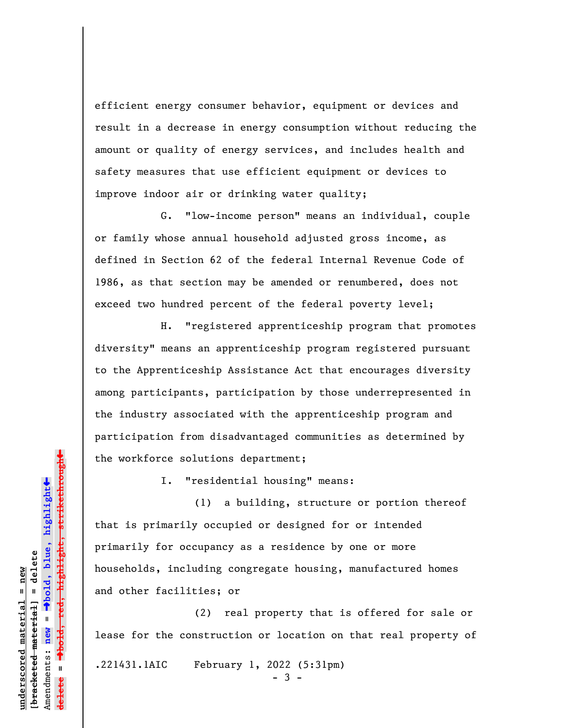efficient energy consumer behavior, equipment or devices and result in a decrease in energy consumption without reducing the amount or quality of energy services, and includes health and safety measures that use efficient equipment or devices to improve indoor air or drinking water quality;

G. "low-income person" means an individual, couple or family whose annual household adjusted gross income, as defined in Section 62 of the federal Internal Revenue Code of 1986, as that section may be amended or renumbered, does not exceed two hundred percent of the federal poverty level;

H. "registered apprenticeship program that promotes diversity" means an apprenticeship program registered pursuant to the Apprenticeship Assistance Act that encourages diversity among participants, participation by those underrepresented in the industry associated with the apprenticeship program and participation from disadvantaged communities as determined by the workforce solutions department;

I. "residential housing" means:

(1) a building, structure or portion thereof that is primarily occupied or designed for or intended primarily for occupancy as a residence by one or more households, including congregate housing, manufactured homes and other facilities; or

(2) real property that is offered for sale or lease for the construction or location on that real property of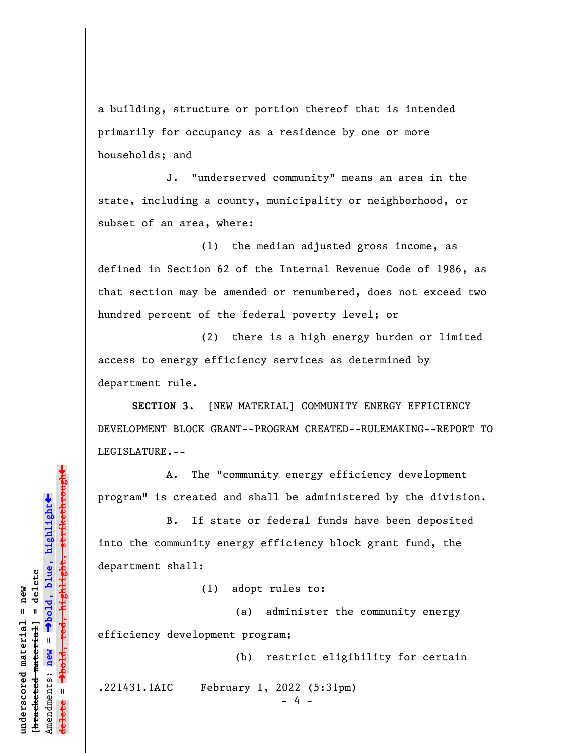a building, structure or portion thereof that is intended primarily for occupancy as a residence by one or more households; and

J. "underserved community" means an area in the state, including a county, municipality or neighborhood, or subset of an area, where:

(1) the median adjusted gross income, as defined in Section 62 of the Internal Revenue Code of 1986, as that section may be amended or renumbered, does not exceed two hundred percent of the federal poverty level; or

(2) there is a high energy burden or limited access to energy efficiency services as determined by department rule.

**SECTION 3.** [NEW MATERIAL] COMMUNITY ENERGY EFFICIENCY DEVELOPMENT BLOCK GRANT--PROGRAM CREATED--RULEMAKING--REPORT TO LEGISLATURE.--

A. The "community energy efficiency development program" is created and shall be administered by the division.

B. If state or federal funds have been deposited into the community energy efficiency block grant fund, the department shall:

(1) adopt rules to:

(a) administer the community energy efficiency development program;

(b) restrict eligibility for certain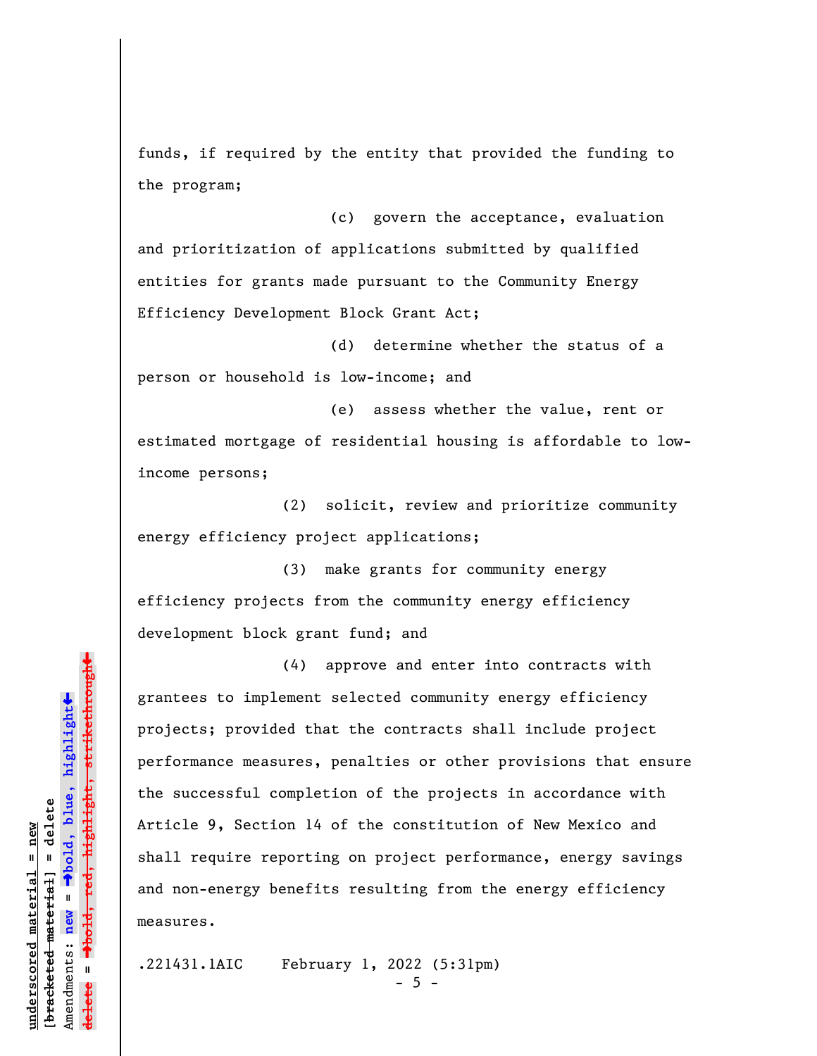funds, if required by the entity that provided the funding to the program;

(c) govern the acceptance, evaluation and prioritization of applications submitted by qualified entities for grants made pursuant to the Community Energy Efficiency Development Block Grant Act;

(d) determine whether the status of a person or household is low-income; and

(e) assess whether the value, rent or estimated mortgage of residential housing is affordable to low-income persons;

(2) solicit, review and prioritize community energy efficiency project applications;

(3) make grants for community energy efficiency projects from the community energy efficiency development block grant fund; and

(4) approve and enter into contracts with grantees to implement selected community energy efficiency projects; provided that the contracts shall include project performance measures, penalties or other provisions that ensure the successful completion of the projects in accordance with Article 9, Section 14 of the constitution of New Mexico and shall require reporting on project performance, energy savings and non-energy benefits resulting from the energy efficiency measures.

.221431.1AIC February 1, 2022 (5:31pm)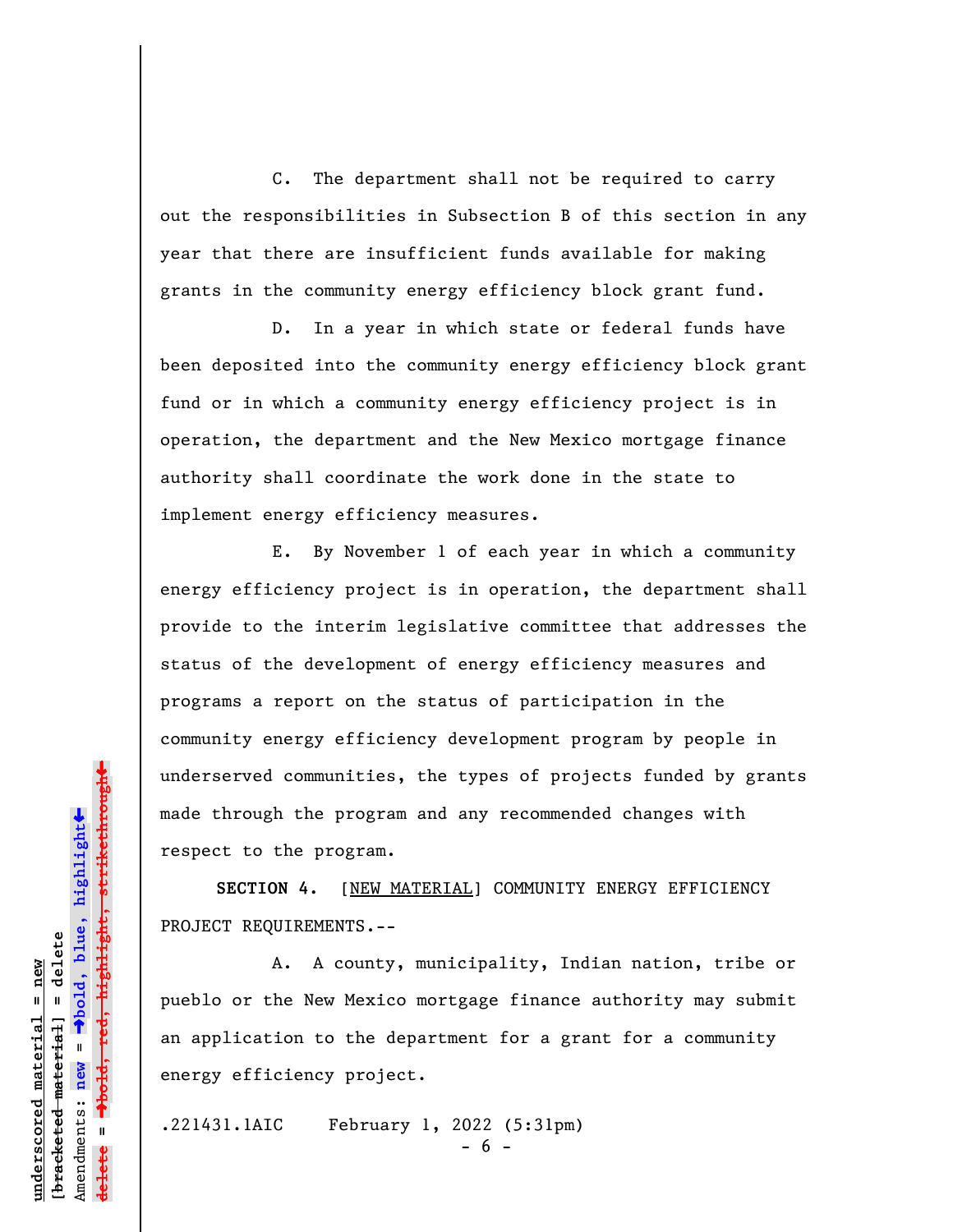C. The department shall not be required to carry out the responsibilities in Subsection B of this section in any year that there are insufficient funds available for making grants in the community energy efficiency block grant fund.

D. In a year in which state or federal funds have been deposited into the community energy efficiency block grant fund or in which a community energy efficiency project is in operation, the department and the New Mexico mortgage finance authority shall coordinate the work done in the state to implement energy efficiency measures.

E. By November 1 of each year in which a community energy efficiency project is in operation, the department shall provide to the interim legislative committee that addresses the status of the development of energy efficiency measures and programs a report on the status of participation in the community energy efficiency development program by people in underserved communities, the types of projects funded by grants made through the program and any recommended changes with respect to the program.

**SECTION 4.** [NEW MATERIAL] COMMUNITY ENERGY EFFICIENCY PROJECT REQUIREMENTS.--

A. A county, municipality, Indian nation, tribe or pueblo or the New Mexico mortgage finance authority may submit an application to the department for a grant for a community energy efficiency project.

.221431.1AIC February 1, 2022 (5:31pm)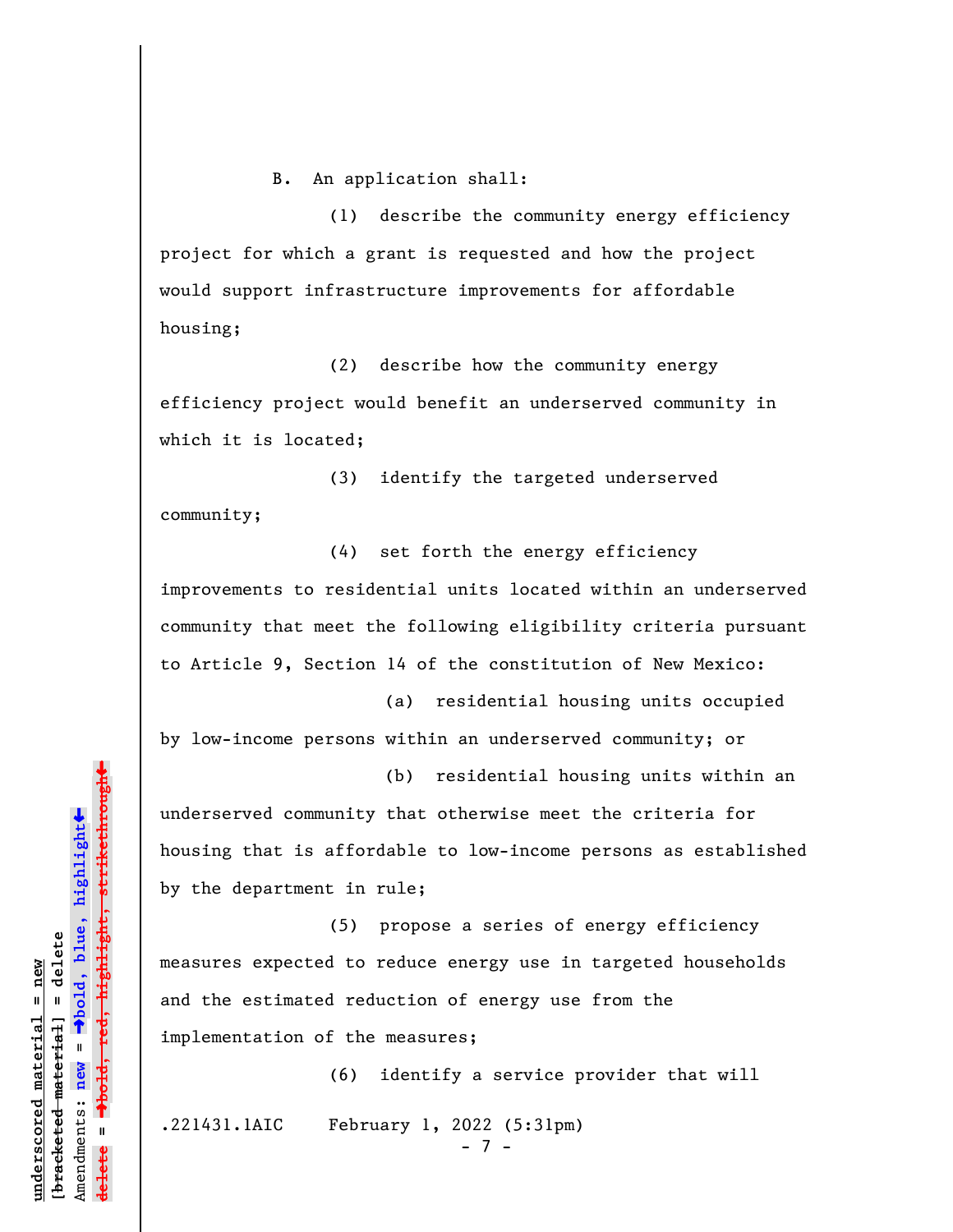B. An application shall:

(1) describe the community energy efficiency project for which a grant is requested and how the project would support infrastructure improvements for affordable housing;

(2) describe how the community energy efficiency project would benefit an underserved community in which it is located;

(3) identify the targeted underserved community;

(4) set forth the energy efficiency improvements to residential units located within an underserved community that meet the following eligibility criteria pursuant to Article 9, Section 14 of the constitution of New Mexico:

(a) residential housing units occupied by low-income persons within an underserved community; or

(b) residential housing units within an underserved community that otherwise meet the criteria for housing that is affordable to low-income persons as established by the department in rule;

(5) propose a series of energy efficiency measures expected to reduce energy use in targeted households and the estimated reduction of energy use from the implementation of the measures;

(6) identify a service provider that will

.221431.1AIC February 1, 2022 (5:31pm)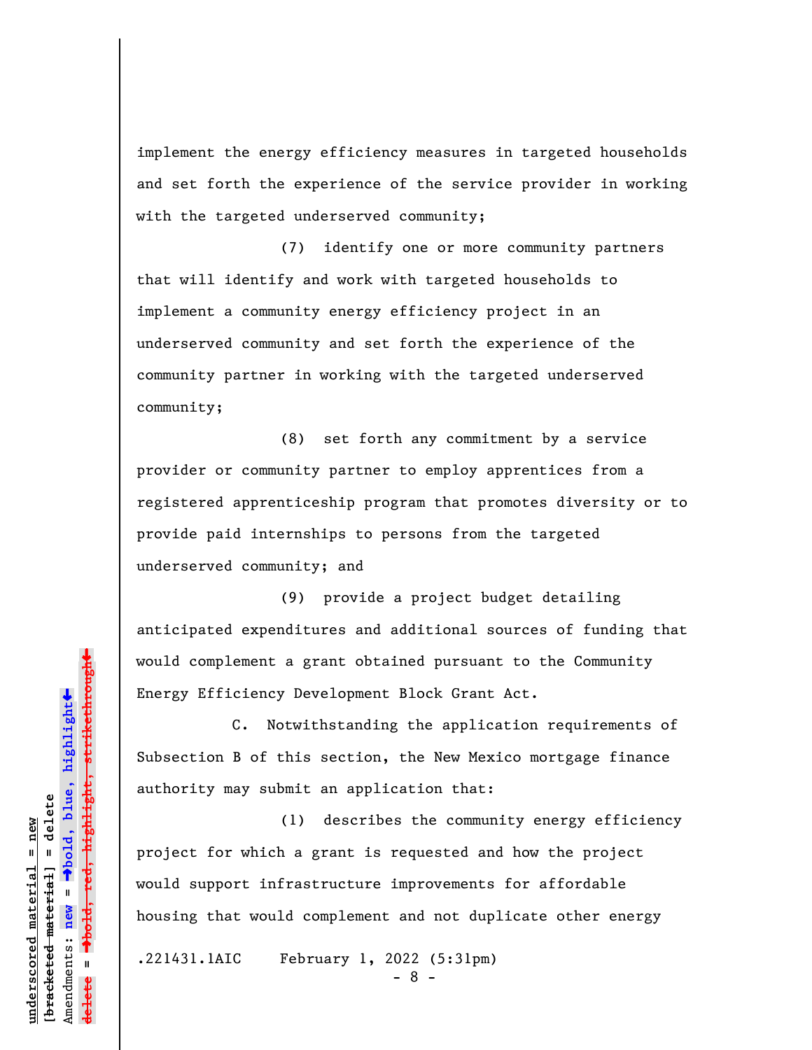implement the energy efficiency measures in targeted households and set forth the experience of the service provider in working with the targeted underserved community;

(7) identify one or more community partners that will identify and work with targeted households to implement a community energy efficiency project in an underserved community and set forth the experience of the community partner in working with the targeted underserved community;

(8) set forth any commitment by a service provider or community partner to employ apprentices from a registered apprenticeship program that promotes diversity or to provide paid internships to persons from the targeted underserved community; and

(9) provide a project budget detailing anticipated expenditures and additional sources of funding that would complement a grant obtained pursuant to the Community Energy Efficiency Development Block Grant Act.

C. Notwithstanding the application requirements of Subsection B of this section, the New Mexico mortgage finance authority may submit an application that:

(1) describes the community energy efficiency project for which a grant is requested and how the project would support infrastructure improvements for affordable housing that would complement and not duplicate other energy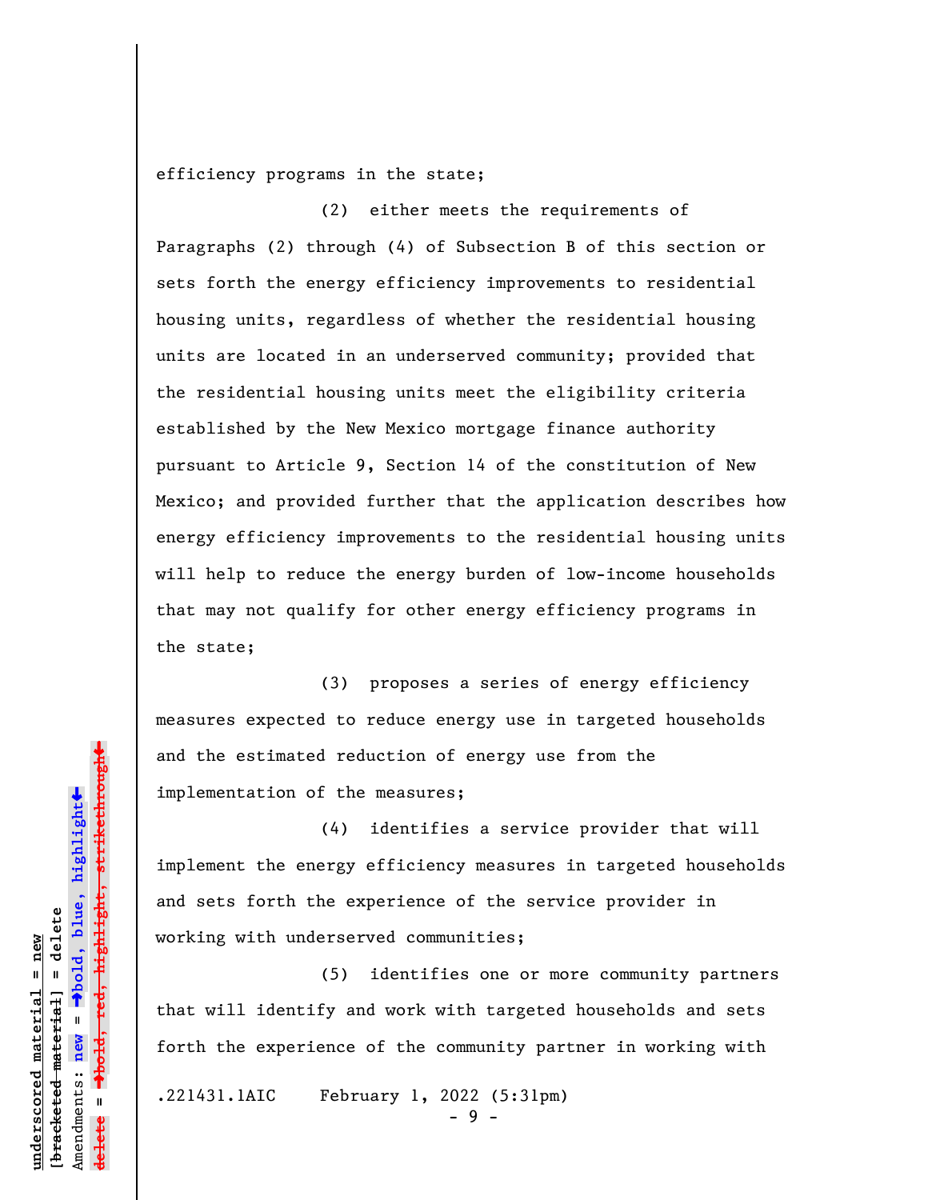efficiency programs in the state;

(2) either meets the requirements of Paragraphs (2) through (4) of Subsection B of this section or sets forth the energy efficiency improvements to residential housing units, regardless of whether the residential housing units are located in an underserved community; provided that the residential housing units meet the eligibility criteria established by the New Mexico mortgage finance authority pursuant to Article 9, Section 14 of the constitution of New Mexico; and provided further that the application describes how energy efficiency improvements to the residential housing units will help to reduce the energy burden of low-income households that may not qualify for other energy efficiency programs in the state;

(3) proposes a series of energy efficiency measures expected to reduce energy use in targeted households and the estimated reduction of energy use from the implementation of the measures;

(4) identifies a service provider that will implement the energy efficiency measures in targeted households and sets forth the experience of the service provider in working with underserved communities;

(5) identifies one or more community partners that will identify and work with targeted households and sets forth the experience of the community partner in working with

.221431.1AIC February 1, 2022 (5:31pm)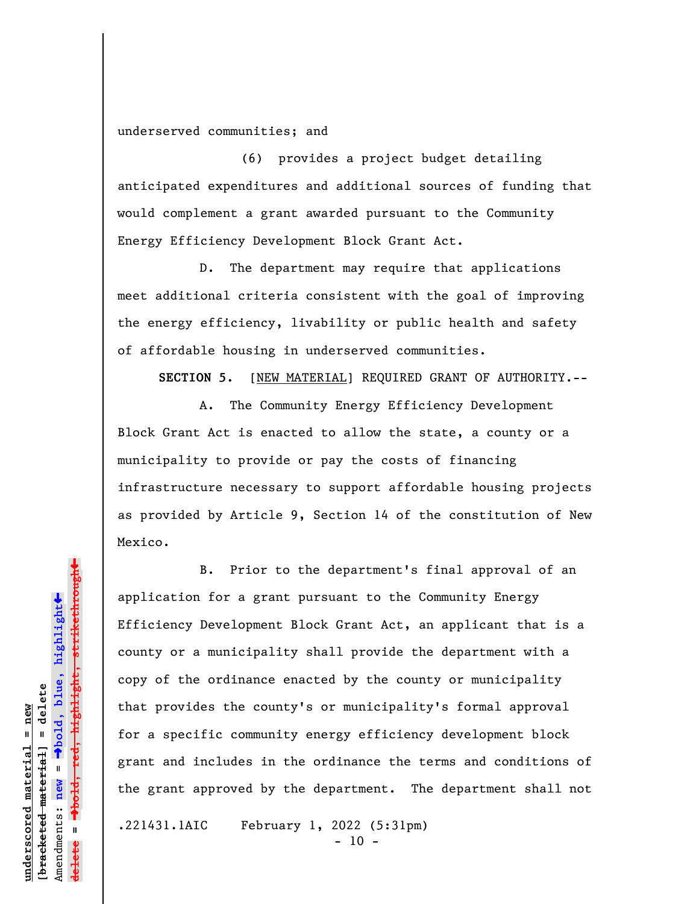underserved communities; and

(6) provides a project budget detailing anticipated expenditures and additional sources of funding that would complement a grant awarded pursuant to the Community Energy Efficiency Development Block Grant Act.

D. The department may require that applications meet additional criteria consistent with the goal of improving the energy efficiency, livability or public health and safety of affordable housing in underserved communities.

**SECTION 5.** [NEW MATERIAL] REQUIRED GRANT OF AUTHORITY.--

A. The Community Energy Efficiency Development Block Grant Act is enacted to allow the state, a county or a municipality to provide or pay the costs of financing infrastructure necessary to support affordable housing projects as provided by Article 9, Section 14 of the constitution of New Mexico.

B. Prior to the department's final approval of an application for a grant pursuant to the Community Energy Efficiency Development Block Grant Act, an applicant that is a county or a municipality shall provide the department with a copy of the ordinance enacted by the county or municipality that provides the county's or municipality's formal approval for a specific community energy efficiency development block grant and includes in the ordinance the terms and conditions of the grant approved by the department. The department shall not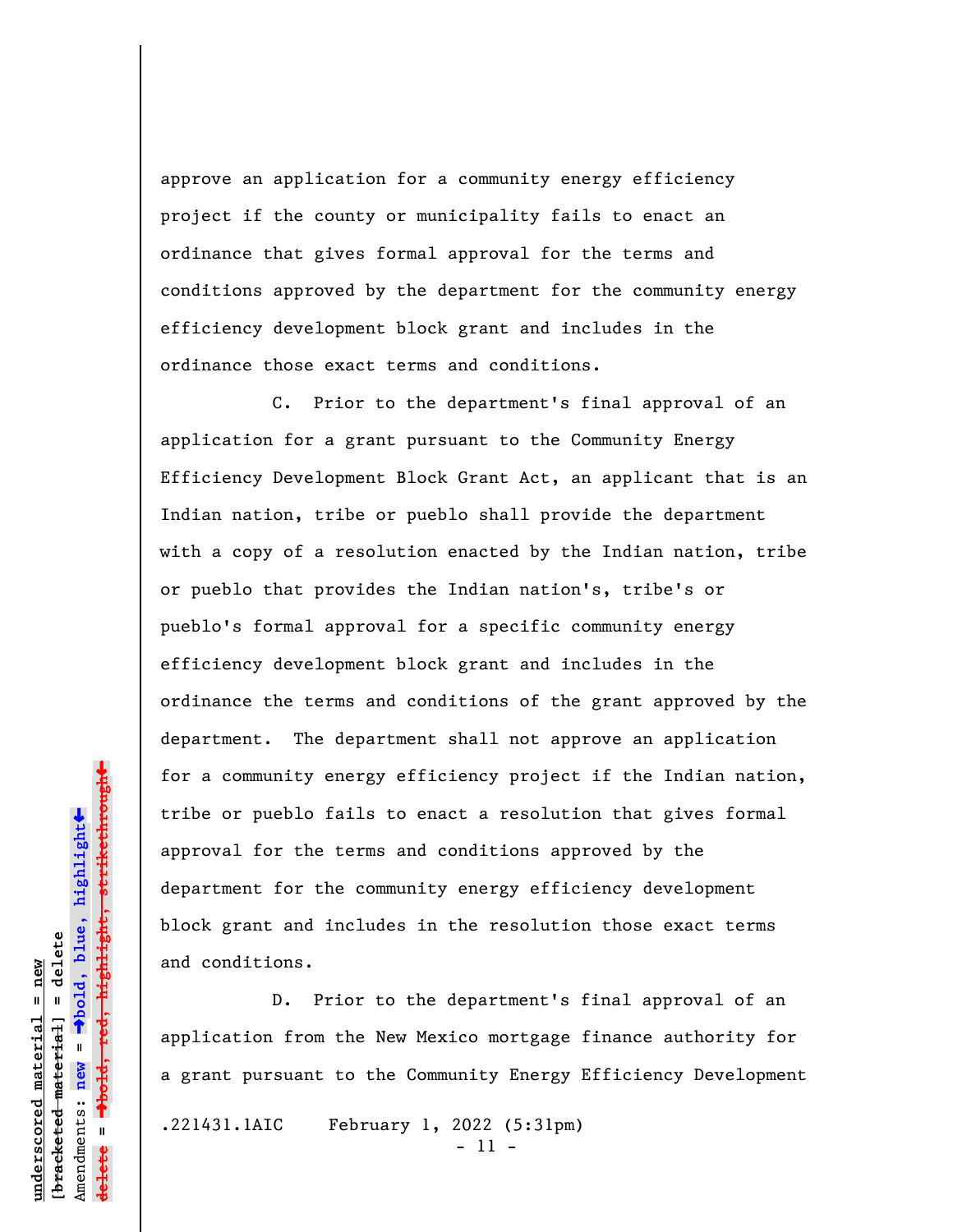approve an application for a community energy efficiency project if the county or municipality fails to enact an ordinance that gives formal approval for the terms and conditions approved by the department for the community energy efficiency development block grant and includes in the ordinance those exact terms and conditions.

C. Prior to the department's final approval of an application for a grant pursuant to the Community Energy Efficiency Development Block Grant Act, an applicant that is an Indian nation, tribe or pueblo shall provide the department with a copy of a resolution enacted by the Indian nation, tribe or pueblo that provides the Indian nation's, tribe's or pueblo's formal approval for a specific community energy efficiency development block grant and includes in the ordinance the terms and conditions of the grant approved by the department. The department shall not approve an application for a community energy efficiency project if the Indian nation, tribe or pueblo fails to enact a resolution that gives formal approval for the terms and conditions approved by the department for the community energy efficiency development block grant and includes in the resolution those exact terms and conditions.

D. Prior to the department's final approval of an application from the New Mexico mortgage finance authority for a grant pursuant to the Community Energy Efficiency Development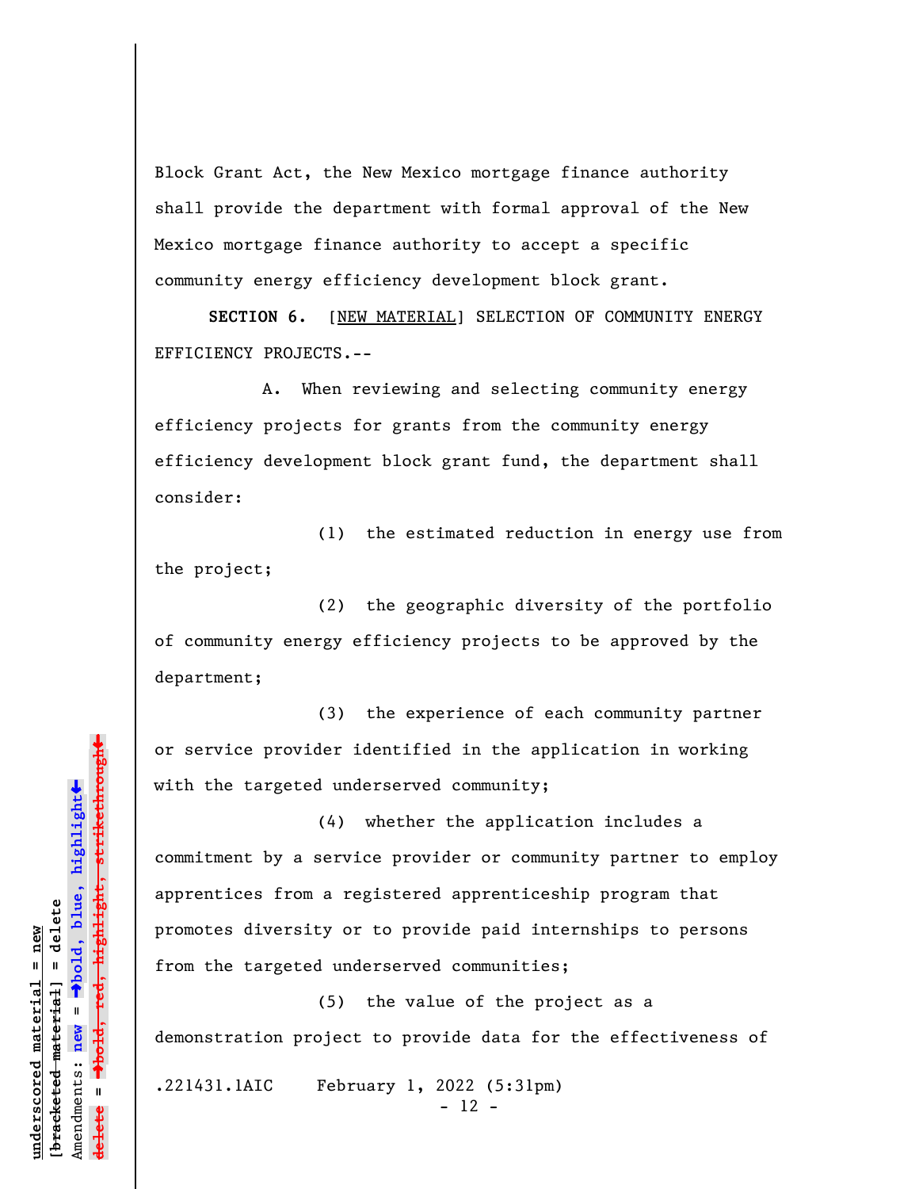Block Grant Act, the New Mexico mortgage finance authority shall provide the department with formal approval of the New Mexico mortgage finance authority to accept a specific community energy efficiency development block grant.

**SECTION 6.** [NEW MATERIAL] SELECTION OF COMMUNITY ENERGY EFFICIENCY PROJECTS.--

A. When reviewing and selecting community energy efficiency projects for grants from the community energy efficiency development block grant fund, the department shall consider:

(1) the estimated reduction in energy use from the project;

(2) the geographic diversity of the portfolio of community energy efficiency projects to be approved by the department;

(3) the experience of each community partner or service provider identified in the application in working with the targeted underserved community;

(4) whether the application includes a commitment by a service provider or community partner to employ apprentices from a registered apprenticeship program that promotes diversity or to provide paid internships to persons from the targeted underserved communities;

(5) the value of the project as a demonstration project to provide data for the effectiveness of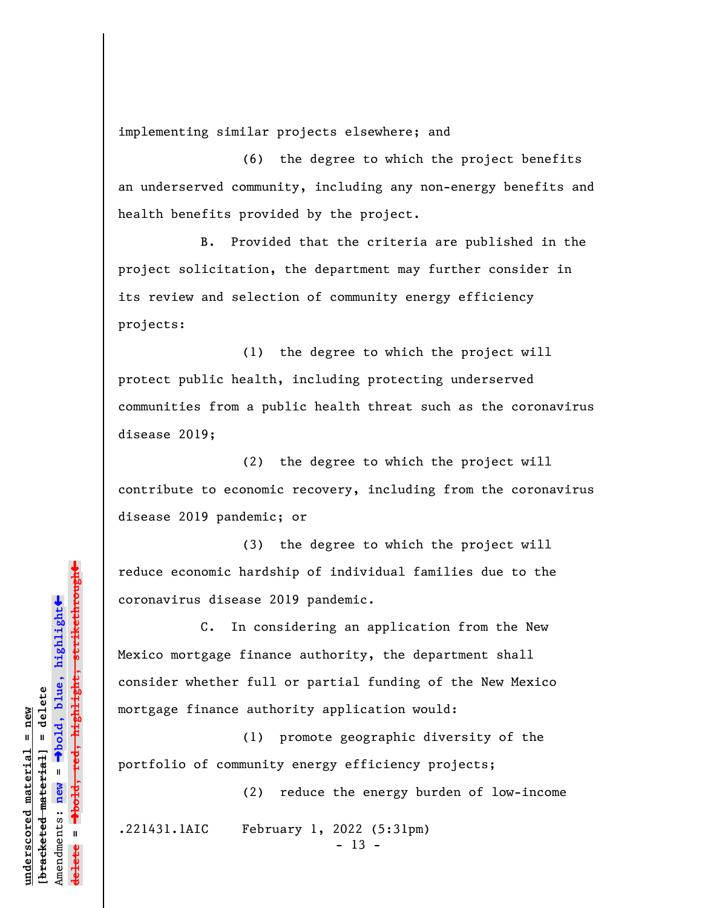implementing similar projects elsewhere; and

(6) the degree to which the project benefits an underserved community, including any non-energy benefits and health benefits provided by the project.

B. Provided that the criteria are published in the project solicitation, the department may further consider in its review and selection of community energy efficiency projects:

(1) the degree to which the project will protect public health, including protecting underserved communities from a public health threat such as the coronavirus disease 2019;

(2) the degree to which the project will contribute to economic recovery, including from the coronavirus disease 2019 pandemic; or

(3) the degree to which the project will reduce economic hardship of individual families due to the coronavirus disease 2019 pandemic.

C. In considering an application from the New Mexico mortgage finance authority, the department shall consider whether full or partial funding of the New Mexico mortgage finance authority application would:

(1) promote geographic diversity of the portfolio of community energy efficiency projects;

(2) reduce the energy burden of low-income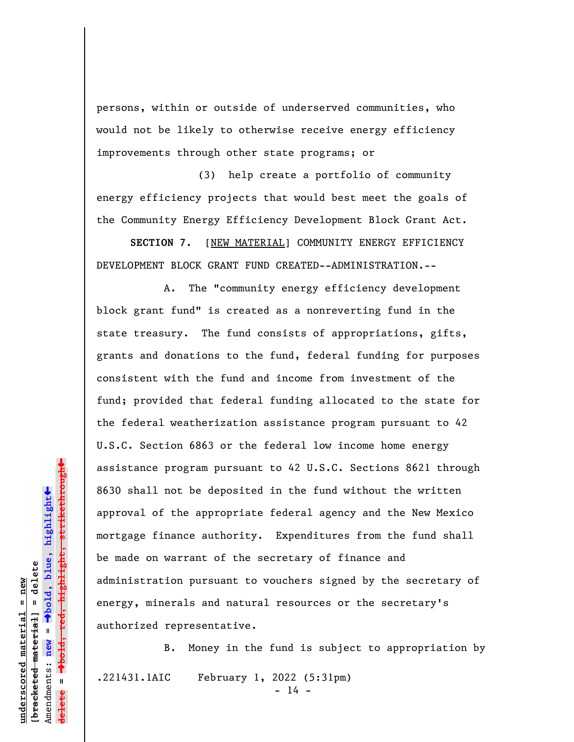persons, within or outside of underserved communities, who would not be likely to otherwise receive energy efficiency improvements through other state programs; or

(3) help create a portfolio of community energy efficiency projects that would best meet the goals of the Community Energy Efficiency Development Block Grant Act.

**SECTION 7.** [NEW MATERIAL] COMMUNITY ENERGY EFFICIENCY DEVELOPMENT BLOCK GRANT FUND CREATED--ADMINISTRATION.--

A. The "community energy efficiency development block grant fund" is created as a nonreverting fund in the state treasury. The fund consists of appropriations, gifts, grants and donations to the fund, federal funding for purposes consistent with the fund and income from investment of the fund; provided that federal funding allocated to the state for the federal weatherization assistance program pursuant to 42 U.S.C. Section 6863 or the federal low income home energy assistance program pursuant to 42 U.S.C. Sections 8621 through 8630 shall not be deposited in the fund without the written approval of the appropriate federal agency and the New Mexico mortgage finance authority. Expenditures from the fund shall be made on warrant of the secretary of finance and administration pursuant to vouchers signed by the secretary of energy, minerals and natural resources or the secretary's authorized representative.

B. Money in the fund is subject to appropriation by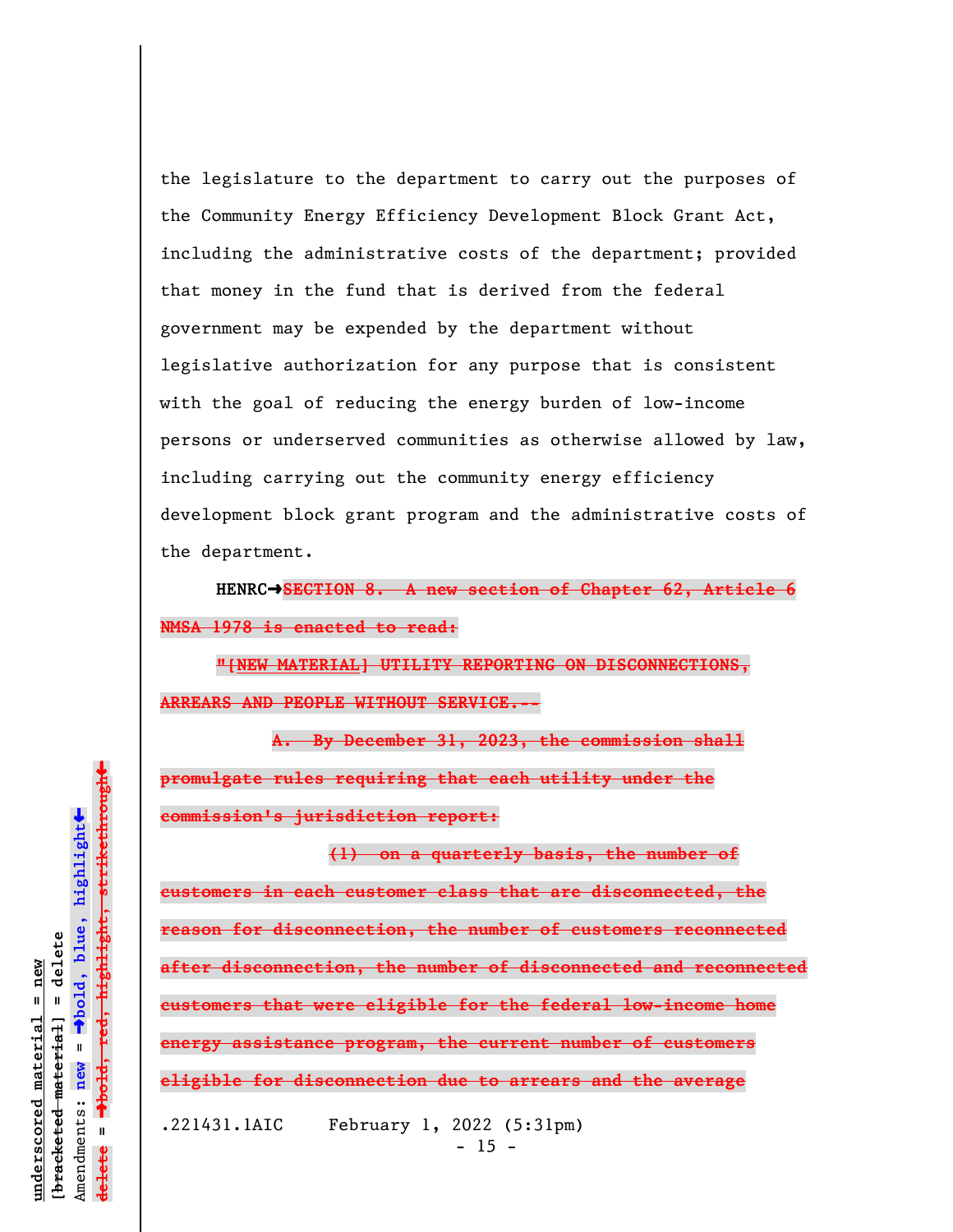the legislature to the department to carry out the purposes of the Community Energy Efficiency Development Block Grant Act, including the administrative costs of the department; provided that money in the fund that is derived from the federal government may be expended by the department without legislative authorization for any purpose that is consistent with the goal of reducing the energy burden of low-income persons or underserved communities as otherwise allowed by law, including carrying out the community energy efficiency development block grant program and the administrative costs of the department.

HENRC→~~SECTION 8. A new section of Chapter 62, Article 6 NMSA 1978 is enacted to read:~~

~~"[NEW MATERIAL] UTILITY REPORTING ON DISCONNECTIONS, ARREARS AND PEOPLE WITHOUT SERVICE.--~~

~~A. By December 31, 2023, the commission shall promulgate rules requiring that each utility under the commission's jurisdiction report:~~

~~(1) on a quarterly basis, the number of customers in each customer class that are disconnected, the reason for disconnection, the number of customers reconnected after disconnection, the number of disconnected and reconnected customers that were eligible for the federal low-income home energy assistance program, the current number of customers eligible for disconnection due to arrears and the average~~

.221431.1AIC February 1, 2022 (5:31pm)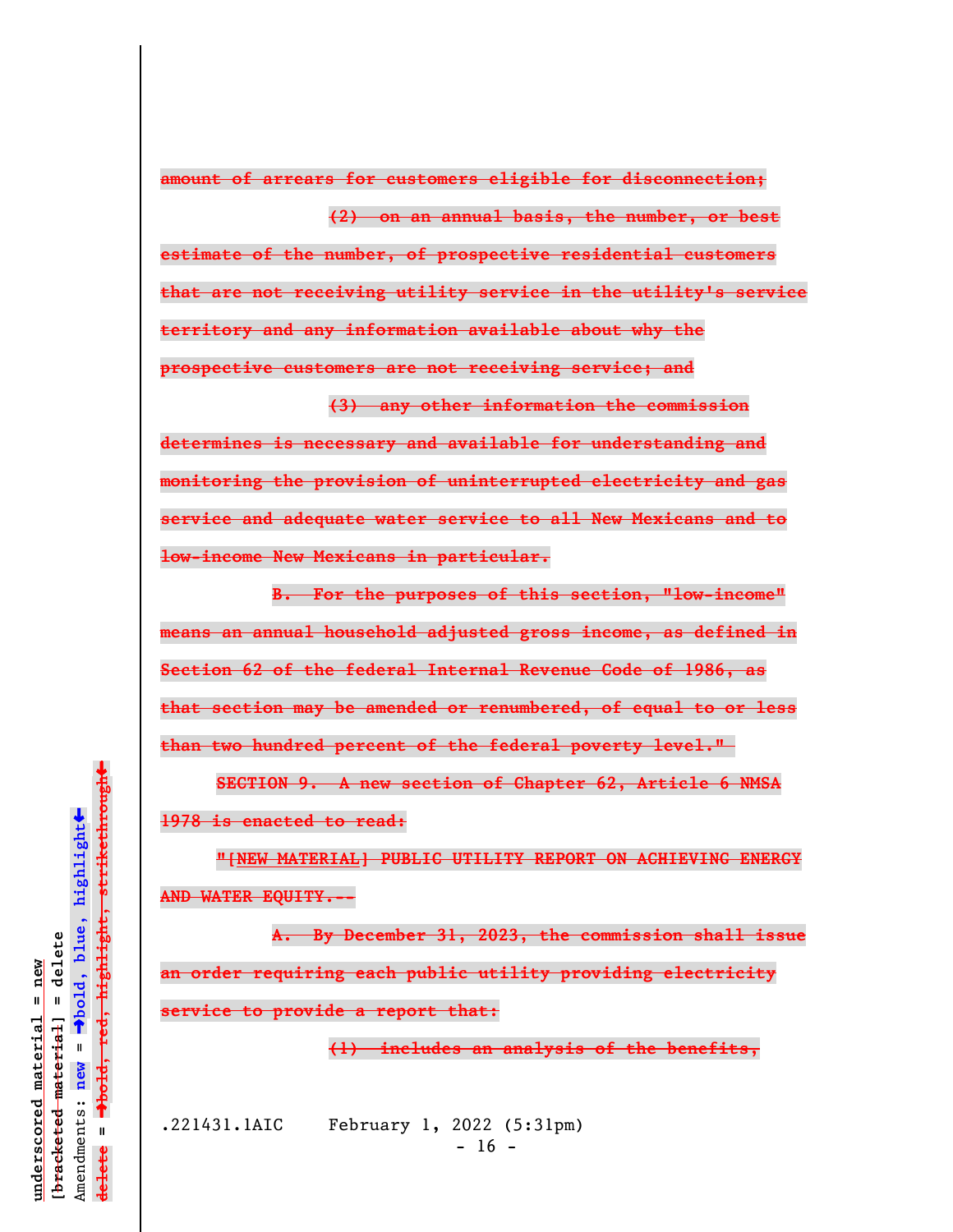~~amount of arrears for customers eligible for disconnection;~~

~~(2) on an annual basis, the number, or best estimate of the number, of prospective residential customers that are not receiving utility service in the utility's service territory and any information available about why the prospective customers are not receiving service; and~~

~~(3) any other information the commission determines is necessary and available for understanding and monitoring the provision of uninterrupted electricity and gas service and adequate water service to all New Mexicans and to low-income New Mexicans in particular.~~

~~B. For the purposes of this section, "low-income" means an annual household adjusted gross income, as defined in Section 62 of the federal Internal Revenue Code of 1986, as that section may be amended or renumbered, of equal to or less than two hundred percent of the federal poverty level."~~

~~SECTION 9. A new section of Chapter 62, Article 6 NMSA 1978 is enacted to read:~~

~~"[NEW MATERIAL] PUBLIC UTILITY REPORT ON ACHIEVING ENERGY AND WATER EQUITY.--~~

~~A. By December 31, 2023, the commission shall issue an order requiring each public utility providing electricity service to provide a report that:~~

~~(1) includes an analysis of the benefits,~~

.221431.1AIC February 1, 2022 (5:31pm)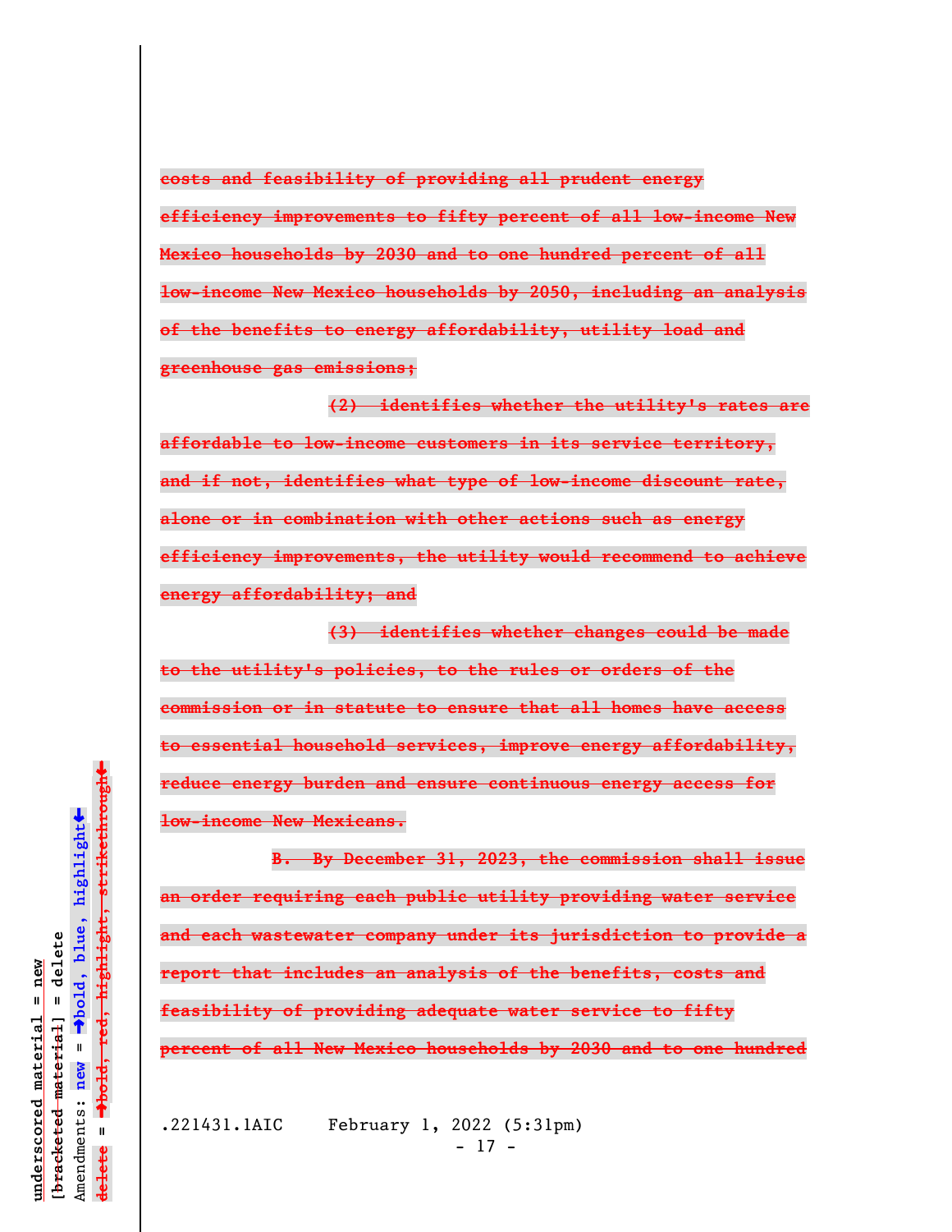~~costs and feasibility of providing all prudent energy efficiency improvements to fifty percent of all low-income New Mexico households by 2030 and to one hundred percent of all low-income New Mexico households by 2050, including an analysis of the benefits to energy affordability, utility load and greenhouse gas emissions;~~

~~(2) identifies whether the utility's rates are affordable to low-income customers in its service territory, and if not, identifies what type of low-income discount rate, alone or in combination with other actions such as energy efficiency improvements, the utility would recommend to achieve energy affordability; and~~

~~(3) identifies whether changes could be made to the utility's policies, to the rules or orders of the commission or in statute to ensure that all homes have access to essential household services, improve energy affordability, reduce energy burden and ensure continuous energy access for low-income New Mexicans.~~

~~B. By December 31, 2023, the commission shall issue an order requiring each public utility providing water service and each wastewater company under its jurisdiction to provide a report that includes an analysis of the benefits, costs and feasibility of providing adequate water service to fifty percent of all New Mexico households by 2030 and to one hundred~~

.221431.1AIC February 1, 2022 (5:31pm)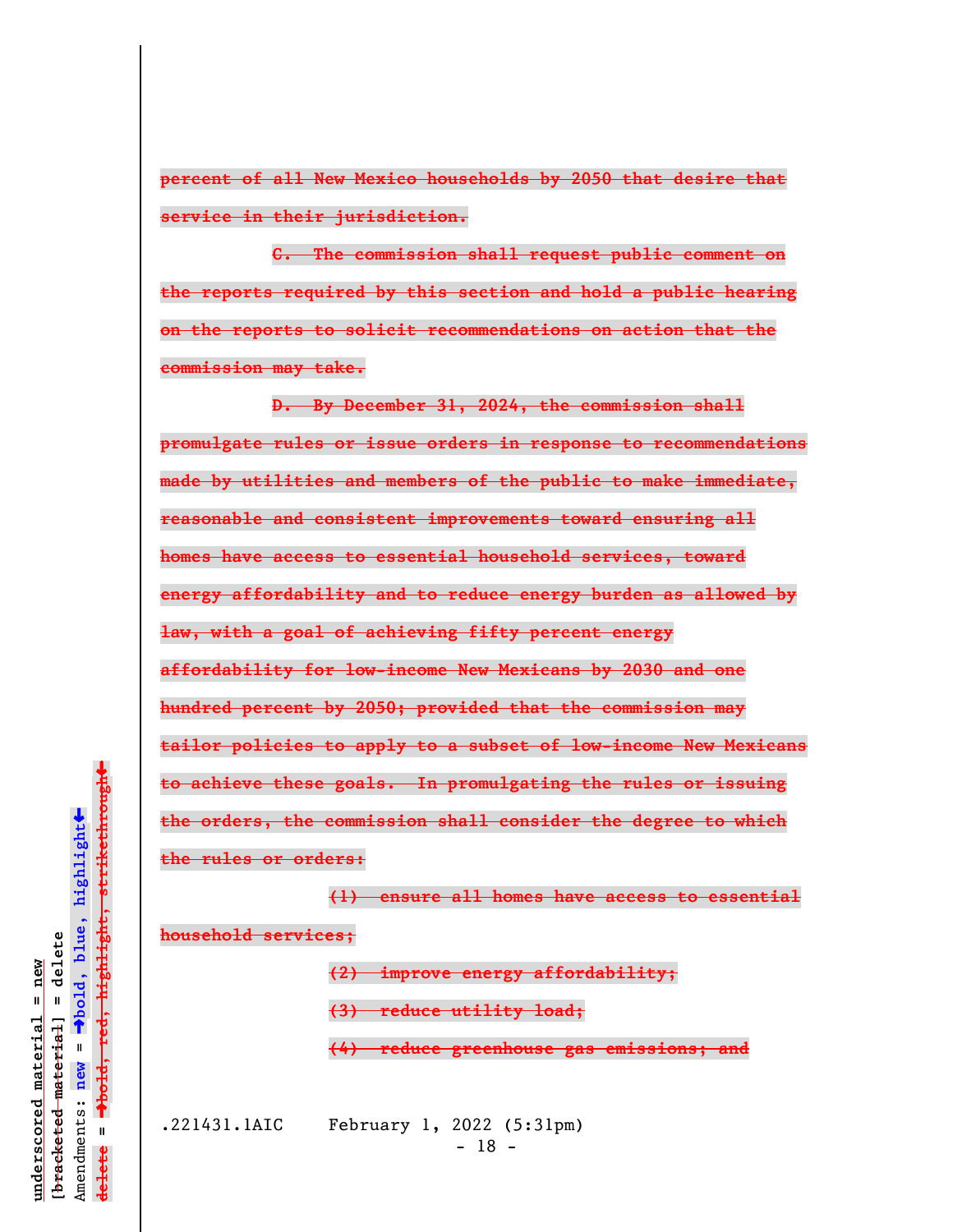~~percent of all New Mexico households by 2050 that desire that service in their jurisdiction.~~

~~C. The commission shall request public comment on the reports required by this section and hold a public hearing on the reports to solicit recommendations on action that the commission may take.~~

~~D. By December 31, 2024, the commission shall promulgate rules or issue orders in response to recommendations made by utilities and members of the public to make immediate, reasonable and consistent improvements toward ensuring all homes have access to essential household services, toward energy affordability and to reduce energy burden as allowed by law, with a goal of achieving fifty percent energy affordability for low-income New Mexicans by 2030 and one hundred percent by 2050; provided that the commission may tailor policies to apply to a subset of low-income New Mexicans to achieve these goals. In promulgating the rules or issuing the orders, the commission shall consider the degree to which the rules or orders:~~

~~(1) ensure all homes have access to essential household services;~~

~~(2) improve energy affordability;~~

~~(3) reduce utility load;~~

~~(4) reduce greenhouse gas emissions; and~~

.221431.1AIC February 1, 2022 (5:31pm)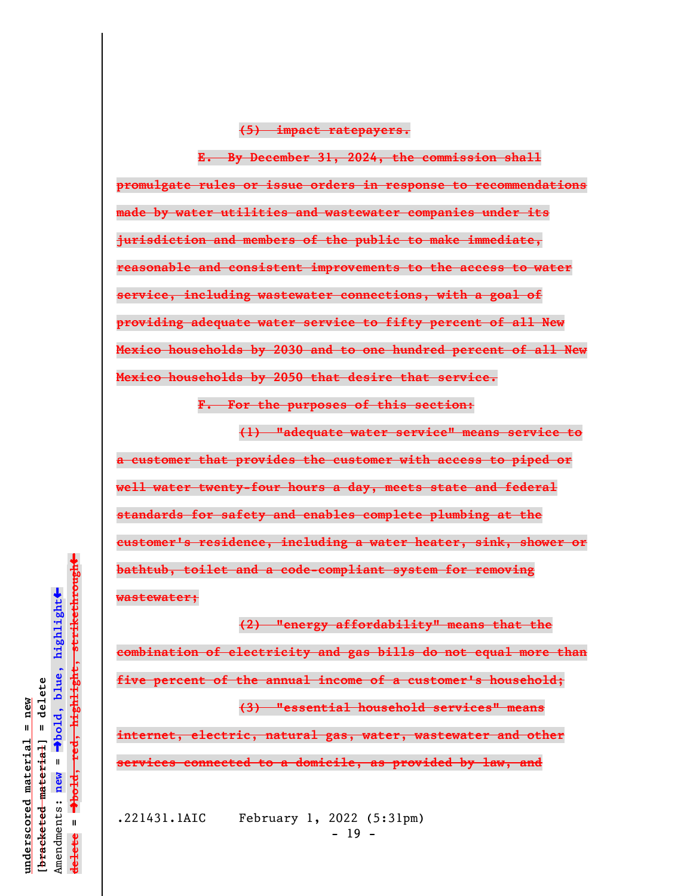~~(5) impact ratepayers.~~

~~E. By December 31, 2024, the commission shall promulgate rules or issue orders in response to recommendations made by water utilities and wastewater companies under its jurisdiction and members of the public to make immediate, reasonable and consistent improvements to the access to water service, including wastewater connections, with a goal of providing adequate water service to fifty percent of all New Mexico households by 2030 and to one hundred percent of all New Mexico households by 2050 that desire that service.~~

~~F. For the purposes of this section:~~

~~(1) "adequate water service" means service to a customer that provides the customer with access to piped or well water twenty-four hours a day, meets state and federal standards for safety and enables complete plumbing at the customer's residence, including a water heater, sink, shower or bathtub, toilet and a code-compliant system for removing wastewater;~~

~~(2) "energy affordability" means that the combination of electricity and gas bills do not equal more than five percent of the annual income of a customer's household;~~

~~(3) "essential household services" means internet, electric, natural gas, water, wastewater and other services connected to a domicile, as provided by law, and~~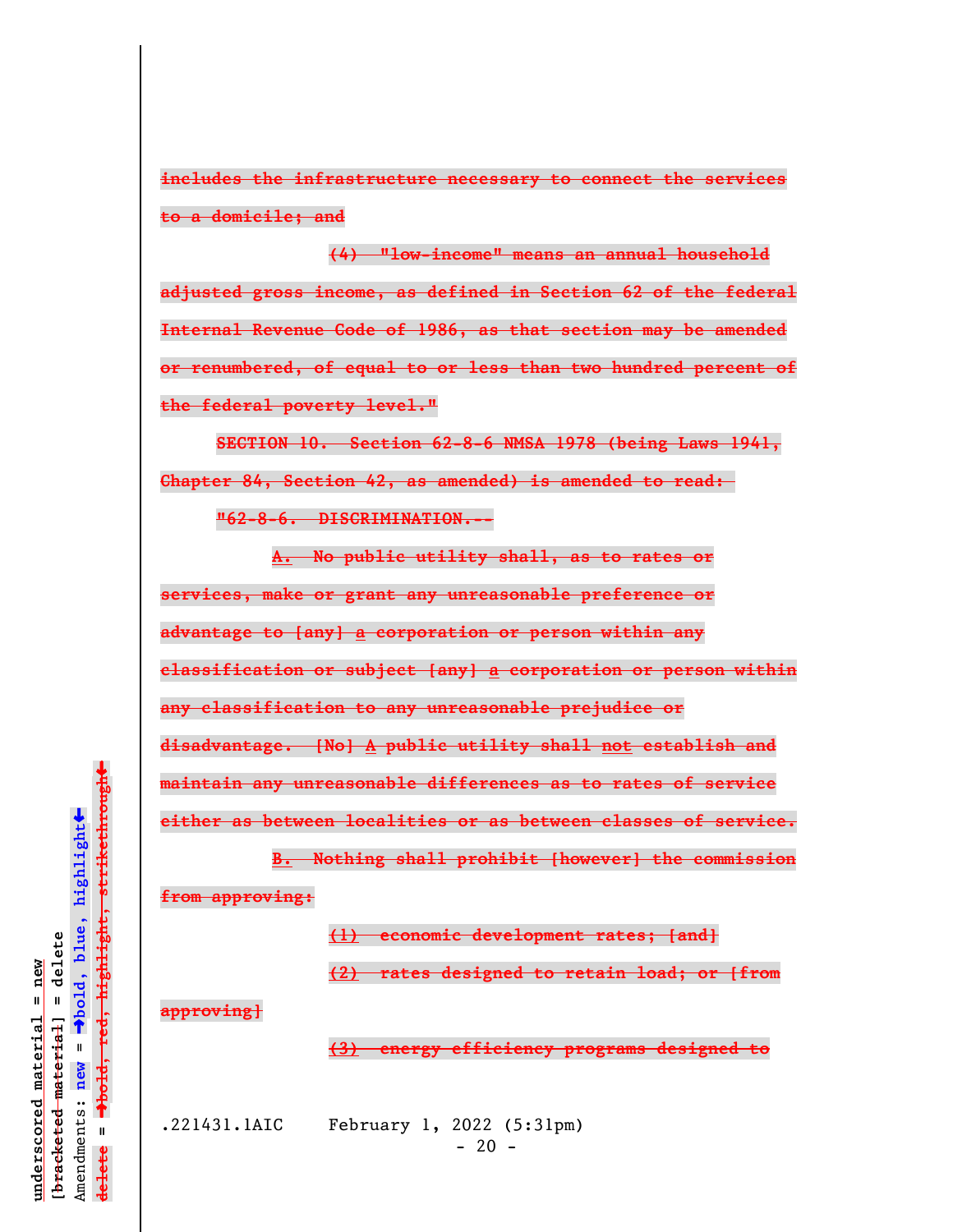includes the infrastructure necessary to connect the services to a domicile; and

(4) "low-income" means an annual household adjusted gross income, as defined in Section 62 of the federal Internal Revenue Code of 1986, as that section may be amended or renumbered, of equal to or less than two hundred percent of the federal poverty level."

SECTION 10. Section 62-8-6 NMSA 1978 (being Laws 1941, Chapter 84, Section 42, as amended) is amended to read:

"62-8-6. DISCRIMINATION.--

A. No public utility shall, as to rates or services, make or grant any unreasonable preference or advantage to [any] a corporation or person within any classification or subject [any] a corporation or person within any classification to any unreasonable prejudice or disadvantage. [No] A public utility shall not establish and maintain any unreasonable differences as to rates of service either as between localities or as between classes of service.

B. Nothing shall prohibit [however] the commission from approving:

(1) economic development rates; [and]

(2) rates designed to retain load; or [from approving]

(3) energy efficiency programs designed to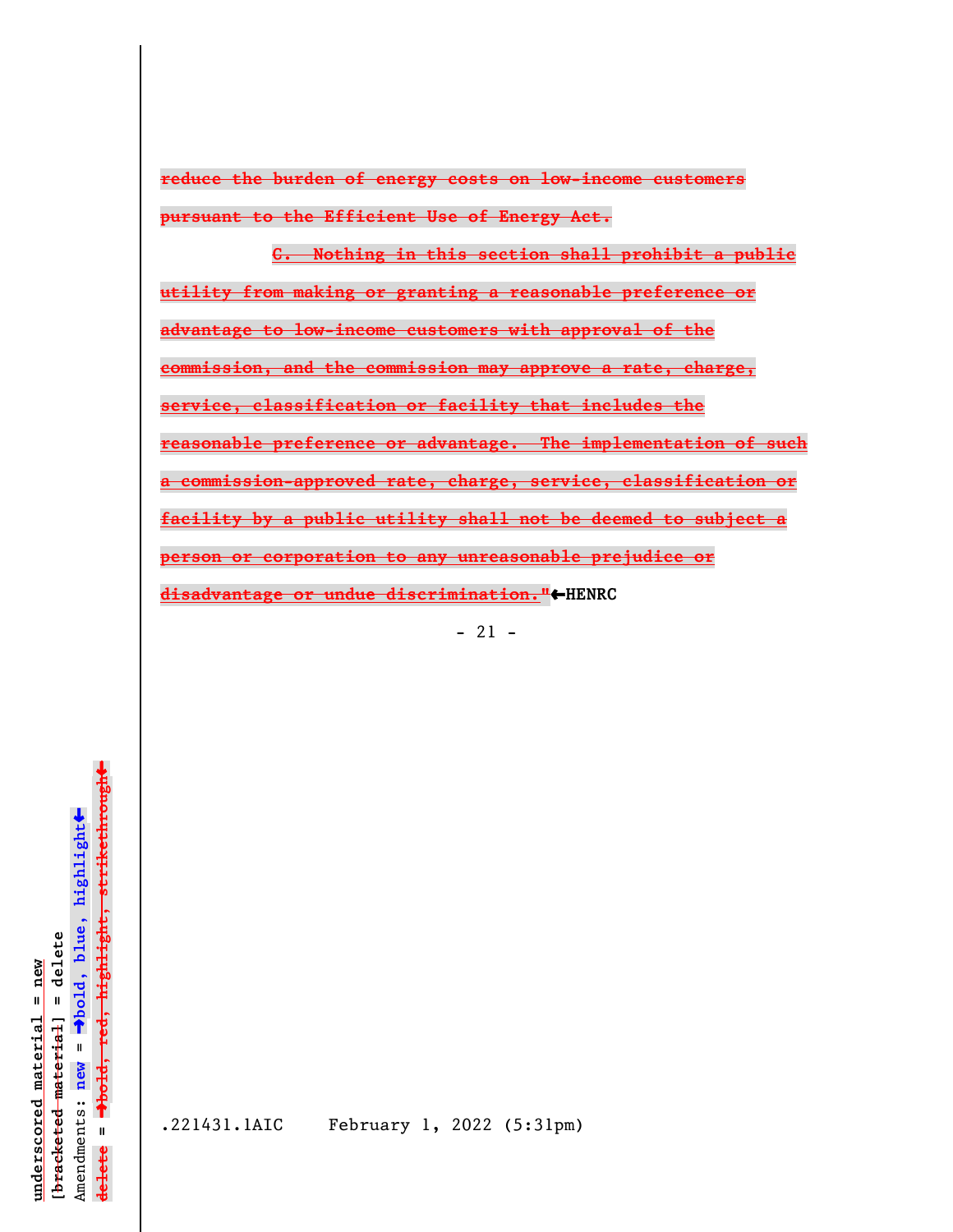~~reduce the burden of energy costs on low-income customers pursuant to the Efficient Use of Energy Act.~~

~~C. Nothing in this section shall prohibit a public utility from making or granting a reasonable preference or advantage to low-income customers with approval of the commission, and the commission may approve a rate, charge, service, classification or facility that includes the reasonable preference or advantage. The implementation of such a commission-approved rate, charge, service, classification or facility by a public utility shall not be deemed to subject a person or corporation to any unreasonable prejudice or disadvantage or undue discrimination."~~←HENRC

underscored material = new
[bracketed material] = delete
Amendments: new = →bold, blue, highlight←
delete = →bold, red, highlight, strikethrough←

.221431.1AIC February 1, 2022 (5:31pm)